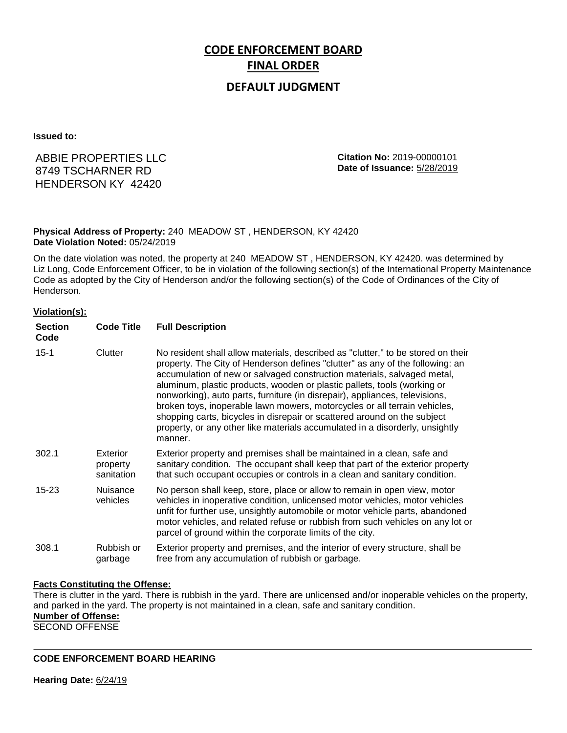# CODE ENFORCEMENT BOARD

## FINAL ORDER

## DEFAULT JUDGMENT

**Issued to:**

ABBIE PROPERTIES LLC
8749 TSCHARNER RD
HENDERSON KY 42420

**Citation No:** 2019-00000101
**Date of Issuance:** 5/28/2019

**Physical Address of Property:** 240 MEADOW ST , HENDERSON, KY 42420
**Date Violation Noted:** 05/24/2019

On the date violation was noted, the property at 240 MEADOW ST , HENDERSON, KY 42420. was determined by Liz Long, Code Enforcement Officer, to be in violation of the following section(s) of the International Property Maintenance Code as adopted by the City of Henderson and/or the following section(s) of the Code of Ordinances of the City of Henderson.

**Violation(s):**

| Section Code | Code Title | Full Description |
|---|---|---|
| 15-1 | Clutter | No resident shall allow materials, described as "clutter," to be stored on their property. The City of Henderson defines "clutter" as any of the following: an accumulation of new or salvaged construction materials, salvaged metal, aluminum, plastic products, wooden or plastic pallets, tools (working or nonworking), auto parts, furniture (in disrepair), appliances, televisions, broken toys, inoperable lawn mowers, motorcycles or all terrain vehicles, shopping carts, bicycles in disrepair or scattered around on the subject property, or any other like materials accumulated in a disorderly, unsightly manner. |
| 302.1 | Exterior property sanitation | Exterior property and premises shall be maintained in a clean, safe and sanitary condition. The occupant shall keep that part of the exterior property that such occupant occupies or controls in a clean and sanitary condition. |
| 15-23 | Nuisance vehicles | No person shall keep, store, place or allow to remain in open view, motor vehicles in inoperative condition, unlicensed motor vehicles, motor vehicles unfit for further use, unsightly automobile or motor vehicle parts, abandoned motor vehicles, and related refuse or rubbish from such vehicles on any lot or parcel of ground within the corporate limits of the city. |
| 308.1 | Rubbish or garbage | Exterior property and premises, and the interior of every structure, shall be free from any accumulation of rubbish or garbage. |

**Facts Constituting the Offense:**
There is clutter in the yard. There is rubbish in the yard. There are unlicensed and/or inoperable vehicles on the property, and parked in the yard. The property is not maintained in a clean, safe and sanitary condition.

**Number of Offense:**
SECOND OFFENSE

---

**CODE ENFORCEMENT BOARD HEARING**

**Hearing Date:** 6/24/19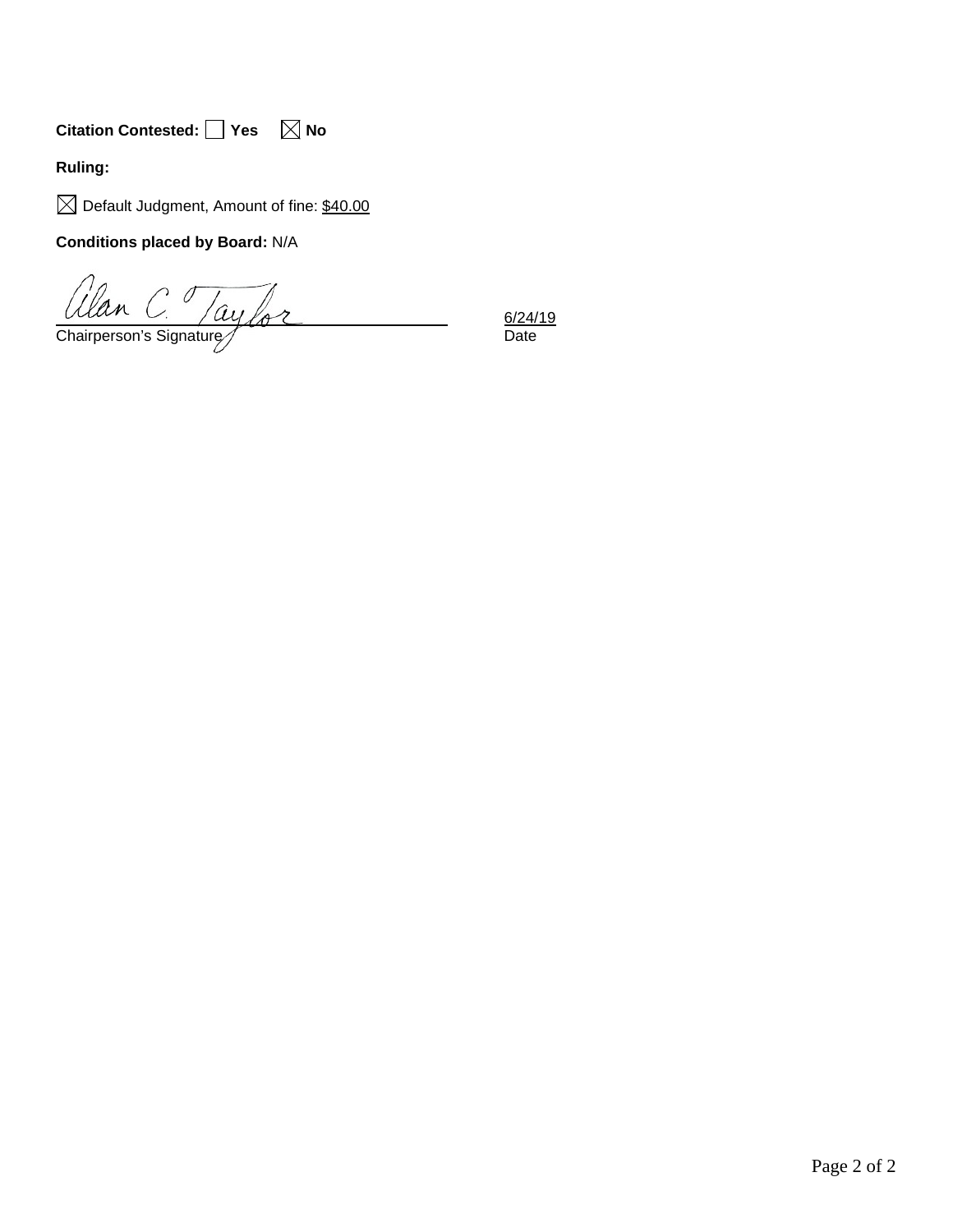**Citation Contested:** ☐ **Yes** ☒ **No**

**Ruling:**

☒ Default Judgment, Amount of fine: $40.00

**Conditions placed by Board:** N/A

Alan C. Taylor
Chairperson's Signature

6/24/19
Date